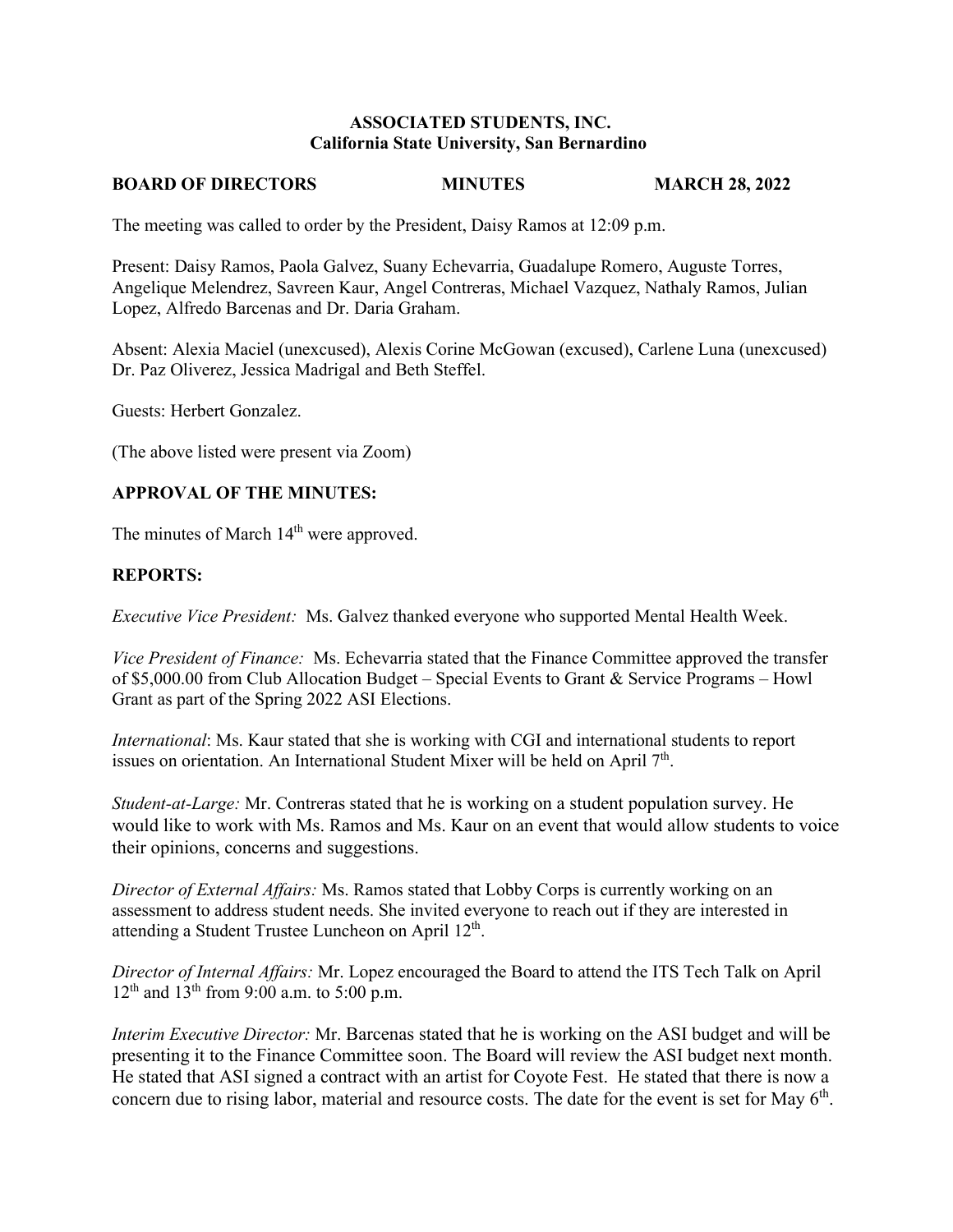**ASSOCIATED STUDENTS, INC.**
**California State University, San Bernardino**

**BOARD OF DIRECTORS MINUTES MARCH 28, 2022**

The meeting was called to order by the President, Daisy Ramos at 12:09 p.m.

Present: Daisy Ramos, Paola Galvez, Suany Echevarria, Guadalupe Romero, Auguste Torres, Angelique Melendrez, Savreen Kaur, Angel Contreras, Michael Vazquez, Nathaly Ramos, Julian Lopez, Alfredo Barcenas and Dr. Daria Graham.

Absent: Alexia Maciel (unexcused), Alexis Corine McGowan (excused), Carlene Luna (unexcused) Dr. Paz Oliverez, Jessica Madrigal and Beth Steffel.

Guests: Herbert Gonzalez.

(The above listed were present via Zoom)

**APPROVAL OF THE MINUTES:**

The minutes of March 14th were approved.

**REPORTS:**

*Executive Vice President:* Ms. Galvez thanked everyone who supported Mental Health Week.

*Vice President of Finance:* Ms. Echevarria stated that the Finance Committee approved the transfer of $5,000.00 from Club Allocation Budget – Special Events to Grant & Service Programs – Howl Grant as part of the Spring 2022 ASI Elections.

*International*: Ms. Kaur stated that she is working with CGI and international students to report issues on orientation. An International Student Mixer will be held on April 7th.

*Student-at-Large:* Mr. Contreras stated that he is working on a student population survey. He would like to work with Ms. Ramos and Ms. Kaur on an event that would allow students to voice their opinions, concerns and suggestions.

*Director of External Affairs:* Ms. Ramos stated that Lobby Corps is currently working on an assessment to address student needs. She invited everyone to reach out if they are interested in attending a Student Trustee Luncheon on April 12th.

*Director of Internal Affairs:* Mr. Lopez encouraged the Board to attend the ITS Tech Talk on April 12th and 13th from 9:00 a.m. to 5:00 p.m.

*Interim Executive Director:* Mr. Barcenas stated that he is working on the ASI budget and will be presenting it to the Finance Committee soon. The Board will review the ASI budget next month. He stated that ASI signed a contract with an artist for Coyote Fest. He stated that there is now a concern due to rising labor, material and resource costs. The date for the event is set for May 6th.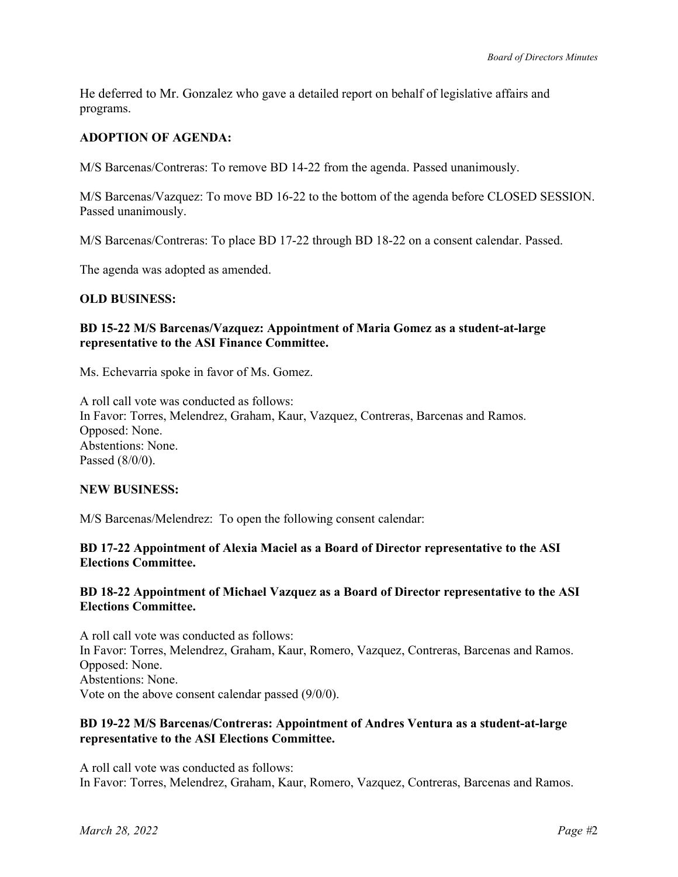He deferred to Mr. Gonzalez who gave a detailed report on behalf of legislative affairs and programs.

**ADOPTION OF AGENDA:**

M/S Barcenas/Contreras: To remove BD 14-22 from the agenda. Passed unanimously.

M/S Barcenas/Vazquez: To move BD 16-22 to the bottom of the agenda before CLOSED SESSION. Passed unanimously.

M/S Barcenas/Contreras: To place BD 17-22 through BD 18-22 on a consent calendar. Passed.

The agenda was adopted as amended.

**OLD BUSINESS:**

**BD 15-22 M/S Barcenas/Vazquez: Appointment of Maria Gomez as a student-at-large representative to the ASI Finance Committee.**

Ms. Echevarria spoke in favor of Ms. Gomez.

A roll call vote was conducted as follows:
In Favor: Torres, Melendrez, Graham, Kaur, Vazquez, Contreras, Barcenas and Ramos.
Opposed: None.
Abstentions: None.
Passed (8/0/0).

**NEW BUSINESS:**

M/S Barcenas/Melendrez: To open the following consent calendar:

**BD 17-22 Appointment of Alexia Maciel as a Board of Director representative to the ASI Elections Committee.**

**BD 18-22 Appointment of Michael Vazquez as a Board of Director representative to the ASI Elections Committee.**

A roll call vote was conducted as follows:
In Favor: Torres, Melendrez, Graham, Kaur, Romero, Vazquez, Contreras, Barcenas and Ramos.
Opposed: None.
Abstentions: None.
Vote on the above consent calendar passed (9/0/0).

**BD 19-22 M/S Barcenas/Contreras: Appointment of Andres Ventura as a student-at-large representative to the ASI Elections Committee.**

A roll call vote was conducted as follows:
In Favor: Torres, Melendrez, Graham, Kaur, Romero, Vazquez, Contreras, Barcenas and Ramos.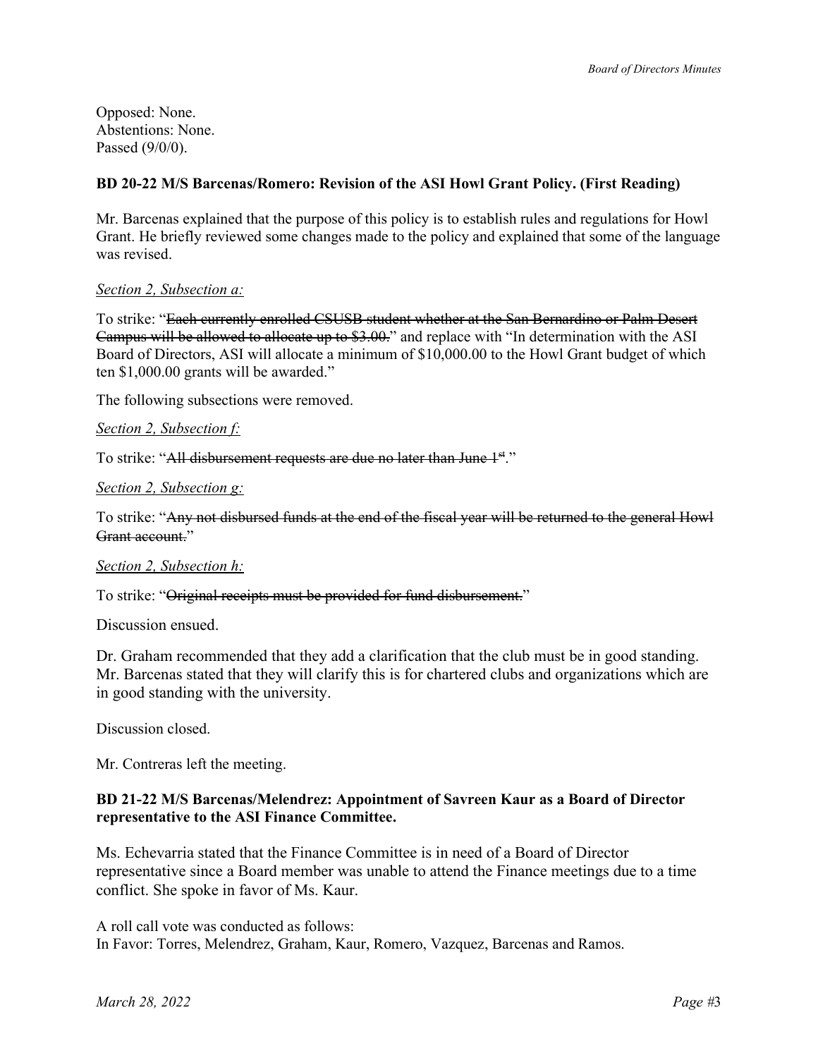Opposed: None.
Abstentions: None.
Passed (9/0/0).

**BD 20-22 M/S Barcenas/Romero: Revision of the ASI Howl Grant Policy. (First Reading)**

Mr. Barcenas explained that the purpose of this policy is to establish rules and regulations for Howl Grant. He briefly reviewed some changes made to the policy and explained that some of the language was revised.

*Section 2, Subsection a:*

To strike: "~~Each currently enrolled CSUSB student whether at the San Bernardino or Palm Desert Campus will be allowed to allocate up to $3.00.~~" and replace with "In determination with the ASI Board of Directors, ASI will allocate a minimum of $10,000.00 to the Howl Grant budget of which ten $1,000.00 grants will be awarded."

The following subsections were removed.

*Section 2, Subsection f:*

To strike: "~~All disbursement requests are due no later than June 1st.~~"

*Section 2, Subsection g:*

To strike: "~~Any not disbursed funds at the end of the fiscal year will be returned to the general Howl Grant account.~~"

*Section 2, Subsection h:*

To strike: "~~Original receipts must be provided for fund disbursement.~~"

Discussion ensued.

Dr. Graham recommended that they add a clarification that the club must be in good standing. Mr. Barcenas stated that they will clarify this is for chartered clubs and organizations which are in good standing with the university.

Discussion closed.

Mr. Contreras left the meeting.

**BD 21-22 M/S Barcenas/Melendrez: Appointment of Savreen Kaur as a Board of Director representative to the ASI Finance Committee.**

Ms. Echevarria stated that the Finance Committee is in need of a Board of Director representative since a Board member was unable to attend the Finance meetings due to a time conflict. She spoke in favor of Ms. Kaur.

A roll call vote was conducted as follows:
In Favor: Torres, Melendrez, Graham, Kaur, Romero, Vazquez, Barcenas and Ramos.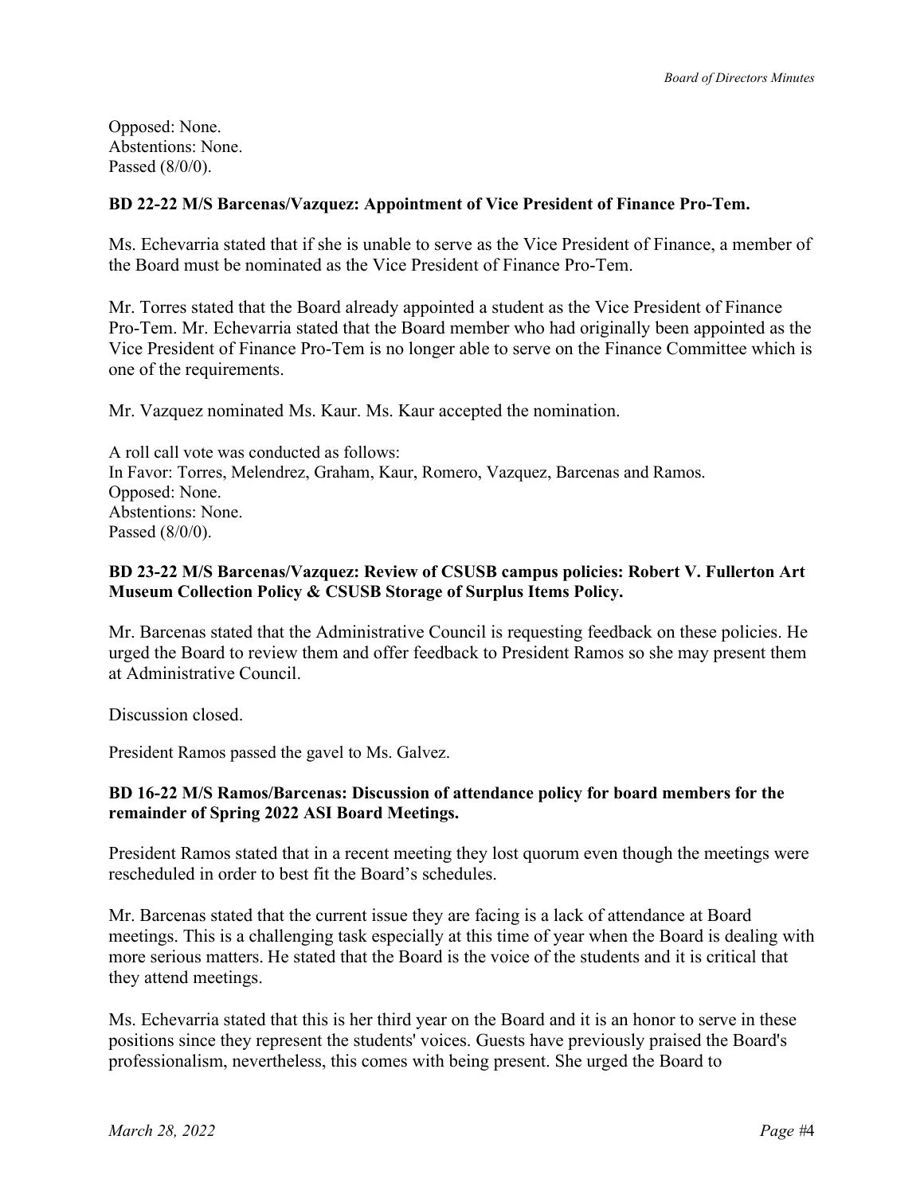Opposed: None.
Abstentions: None.
Passed (8/0/0).

**BD 22-22 M/S Barcenas/Vazquez: Appointment of Vice President of Finance Pro-Tem.**

Ms. Echevarria stated that if she is unable to serve as the Vice President of Finance, a member of the Board must be nominated as the Vice President of Finance Pro-Tem.

Mr. Torres stated that the Board already appointed a student as the Vice President of Finance Pro-Tem. Mr. Echevarria stated that the Board member who had originally been appointed as the Vice President of Finance Pro-Tem is no longer able to serve on the Finance Committee which is one of the requirements.

Mr. Vazquez nominated Ms. Kaur. Ms. Kaur accepted the nomination.

A roll call vote was conducted as follows:
In Favor: Torres, Melendrez, Graham, Kaur, Romero, Vazquez, Barcenas and Ramos.
Opposed: None.
Abstentions: None.
Passed (8/0/0).

**BD 23-22 M/S Barcenas/Vazquez: Review of CSUSB campus policies: Robert V. Fullerton Art Museum Collection Policy & CSUSB Storage of Surplus Items Policy.**

Mr. Barcenas stated that the Administrative Council is requesting feedback on these policies. He urged the Board to review them and offer feedback to President Ramos so she may present them at Administrative Council.

Discussion closed.

President Ramos passed the gavel to Ms. Galvez.

**BD 16-22 M/S Ramos/Barcenas: Discussion of attendance policy for board members for the remainder of Spring 2022 ASI Board Meetings.**

President Ramos stated that in a recent meeting they lost quorum even though the meetings were rescheduled in order to best fit the Board's schedules.

Mr. Barcenas stated that the current issue they are facing is a lack of attendance at Board meetings. This is a challenging task especially at this time of year when the Board is dealing with more serious matters. He stated that the Board is the voice of the students and it is critical that they attend meetings.

Ms. Echevarria stated that this is her third year on the Board and it is an honor to serve in these positions since they represent the students' voices. Guests have previously praised the Board's professionalism, nevertheless, this comes with being present. She urged the Board to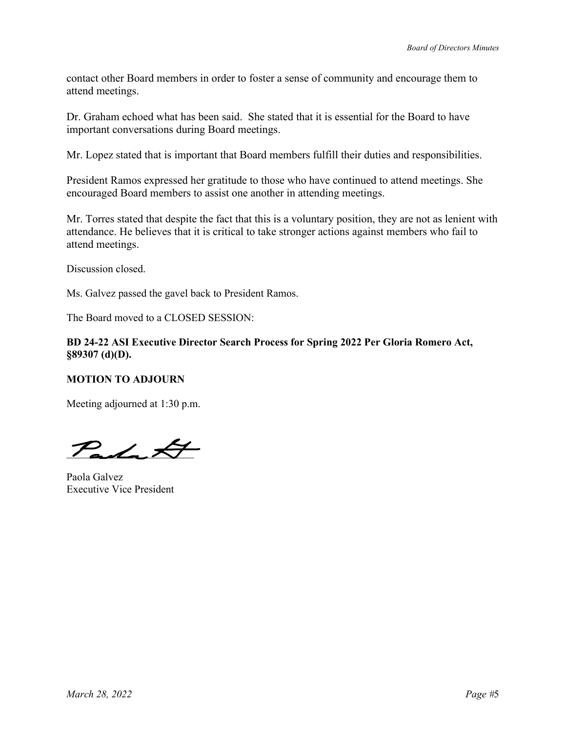contact other Board members in order to foster a sense of community and encourage them to attend meetings.

Dr. Graham echoed what has been said. She stated that it is essential for the Board to have important conversations during Board meetings.

Mr. Lopez stated that is important that Board members fulfill their duties and responsibilities.

President Ramos expressed her gratitude to those who have continued to attend meetings. She encouraged Board members to assist one another in attending meetings.

Mr. Torres stated that despite the fact that this is a voluntary position, they are not as lenient with attendance. He believes that it is critical to take stronger actions against members who fail to attend meetings.

Discussion closed.

Ms. Galvez passed the gavel back to President Ramos.

The Board moved to a CLOSED SESSION:

**BD 24-22 ASI Executive Director Search Process for Spring 2022 Per Gloria Romero Act, §89307 (d)(D).**

**MOTION TO ADJOURN**

Meeting adjourned at 1:30 p.m.

Paola Galvez
Executive Vice President